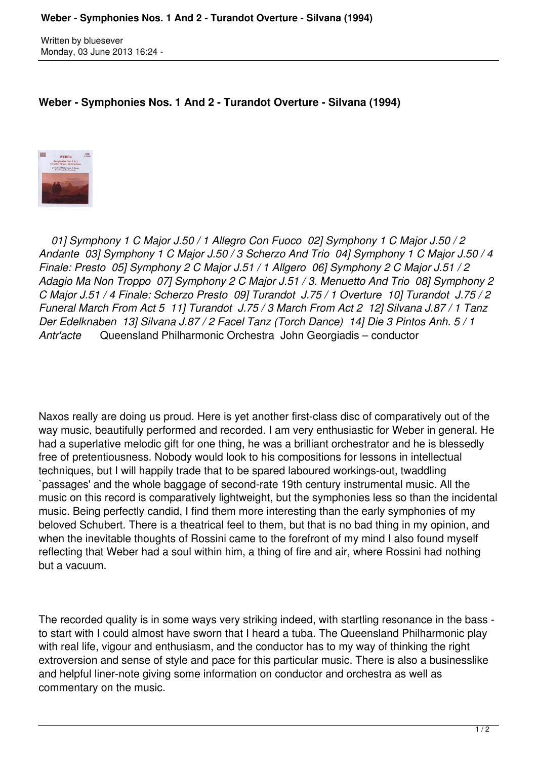Written by bluesever
Monday, 03 June 2013 16:24 -

## Weber - Symphonies Nos. 1 And 2 - Turandot Overture - Silvana (1994)

*01] Symphony 1 C Major J.50 / 1 Allegro Con Fuoco 02] Symphony 1 C Major J.50 / 2 Andante 03] Symphony 1 C Major J.50 / 3 Scherzo And Trio 04] Symphony 1 C Major J.50 / 4 Finale: Presto 05] Symphony 2 C Major J.51 / 1 Allgero 06] Symphony 2 C Major J.51 / 2 Adagio Ma Non Troppo 07] Symphony 2 C Major J.51 / 3. Menuetto And Trio 08] Symphony 2 C Major J.51 / 4 Finale: Scherzo Presto 09] Turandot J.75 / 1 Overture 10] Turandot J.75 / 2 Funeral March From Act 5 11] Turandot J.75 / 3 March From Act 2 12] Silvana J.87 / 1 Tanz Der Edelknaben 13] Silvana J.87 / 2 Facel Tanz (Torch Dance) 14] Die 3 Pintos Anh. 5 / 1 Antr'acte* Queensland Philharmonic Orchestra John Georgiadis – conductor

Naxos really are doing us proud. Here is yet another first-class disc of comparatively out of the way music, beautifully performed and recorded. I am very enthusiastic for Weber in general. He had a superlative melodic gift for one thing, he was a brilliant orchestrator and he is blessedly free of pretentiousness. Nobody would look to his compositions for lessons in intellectual techniques, but I will happily trade that to be spared laboured workings-out, twaddling `passages' and the whole baggage of second-rate 19th century instrumental music. All the music on this record is comparatively lightweight, but the symphonies less so than the incidental music. Being perfectly candid, I find them more interesting than the early symphonies of my beloved Schubert. There is a theatrical feel to them, but that is no bad thing in my opinion, and when the inevitable thoughts of Rossini came to the forefront of my mind I also found myself reflecting that Weber had a soul within him, a thing of fire and air, where Rossini had nothing but a vacuum.

The recorded quality is in some ways very striking indeed, with startling resonance in the bass - to start with I could almost have sworn that I heard a tuba. The Queensland Philharmonic play with real life, vigour and enthusiasm, and the conductor has to my way of thinking the right extroversion and sense of style and pace for this particular music. There is also a businesslike and helpful liner-note giving some information on conductor and orchestra as well as commentary on the music.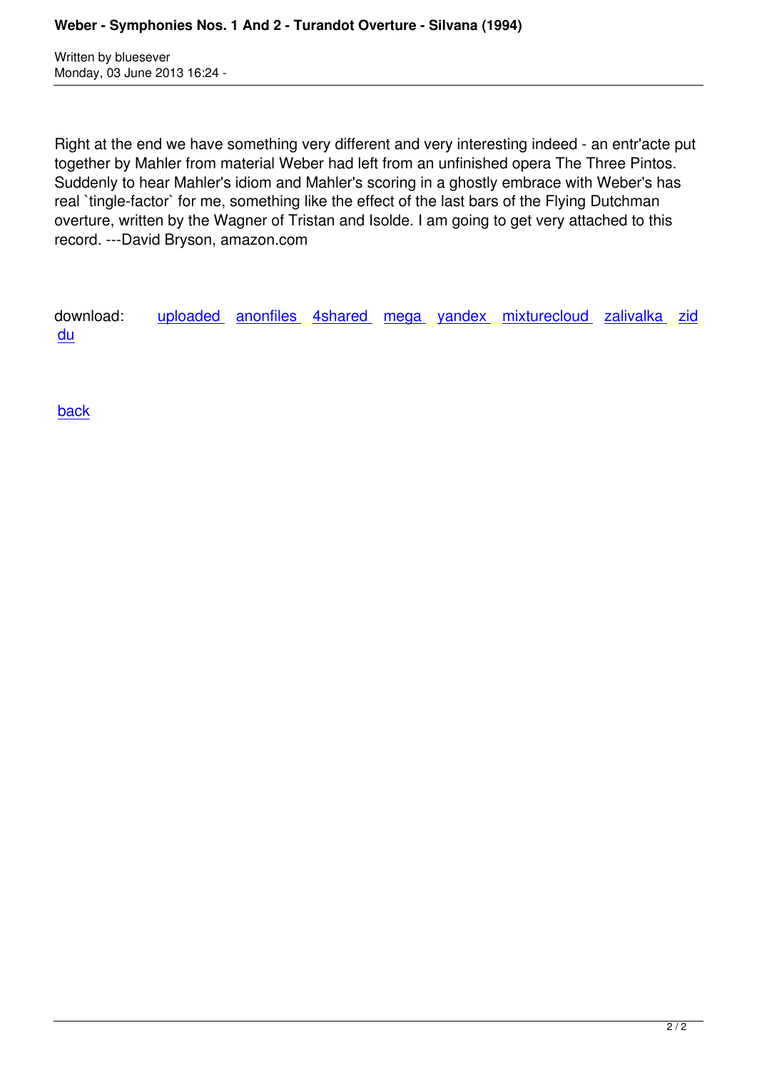Right at the end we have something very different and very interesting indeed - an entr'acte put together by Mahler from material Weber had left from an unfinished opera The Three Pintos. Suddenly to hear Mahler's idiom and Mahler's scoring in a ghostly embrace with Weber's has real `tingle-factor` for me, something like the effect of the last bars of the Flying Dutchman overture, written by the Wagner of Tristan and Isolde. I am going to get very attached to this record. ---David Bryson, amazon.com

download: uploaded anonfiles 4shared mega yandex mixturecloud zalivalka ziddu

back